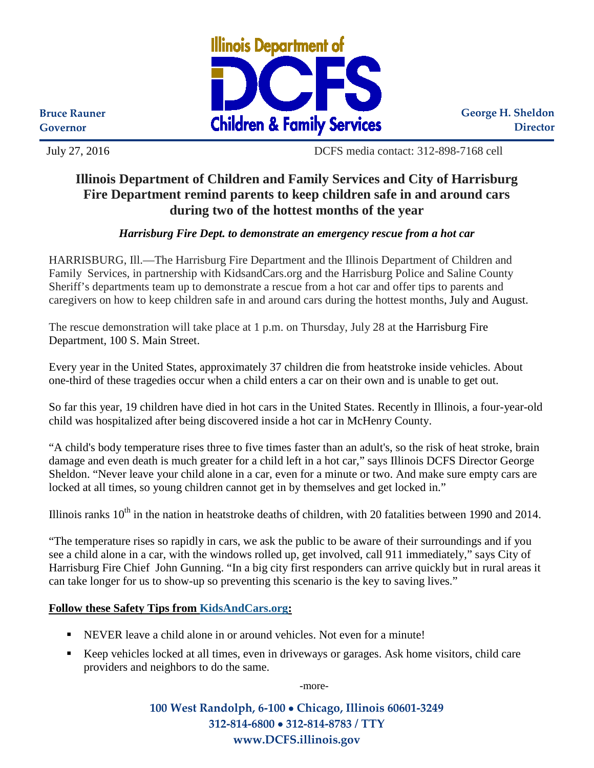Illinois Department of DCFS Children & Family Services

Bruce Rauner
Governor

George H. Sheldon
Director

July 27, 2016 DCFS media contact: 312-898-7168 cell

# Illinois Department of Children and Family Services and City of Harrisburg Fire Department remind parents to keep children safe in and around cars during two of the hottest months of the year

***Harrisburg Fire Dept. to demonstrate an emergency rescue from a hot car***

HARRISBURG, Ill.—The Harrisburg Fire Department and the Illinois Department of Children and Family Services, in partnership with KidsandCars.org and the Harrisburg Police and Saline County Sheriff's departments team up to demonstrate a rescue from a hot car and offer tips to parents and caregivers on how to keep children safe in and around cars during the hottest months, July and August.

The rescue demonstration will take place at 1 p.m. on Thursday, July 28 at the Harrisburg Fire Department, 100 S. Main Street.

Every year in the United States, approximately 37 children die from heatstroke inside vehicles. About one-third of these tragedies occur when a child enters a car on their own and is unable to get out.

So far this year, 19 children have died in hot cars in the United States. Recently in Illinois, a four-year-old child was hospitalized after being discovered inside a hot car in McHenry County.

"A child's body temperature rises three to five times faster than an adult's, so the risk of heat stroke, brain damage and even death is much greater for a child left in a hot car," says Illinois DCFS Director George Sheldon. "Never leave your child alone in a car, even for a minute or two. And make sure empty cars are locked at all times, so young children cannot get in by themselves and get locked in."

Illinois ranks 10th in the nation in heatstroke deaths of children, with 20 fatalities between 1990 and 2014.

"The temperature rises so rapidly in cars, we ask the public to be aware of their surroundings and if you see a child alone in a car, with the windows rolled up, get involved, call 911 immediately," says City of Harrisburg Fire Chief John Gunning. "In a big city first responders can arrive quickly but in rural areas it can take longer for us to show-up so preventing this scenario is the key to saving lives."

**Follow these Safety Tips from KidsAndCars.org:**

- NEVER leave a child alone in or around vehicles. Not even for a minute!
- Keep vehicles locked at all times, even in driveways or garages. Ask home visitors, child care providers and neighbors to do the same.

-more-

100 West Randolph, 6-100 • Chicago, Illinois 60601-3249
312-814-6800 • 312-814-8783 / TTY
www.DCFS.illinois.gov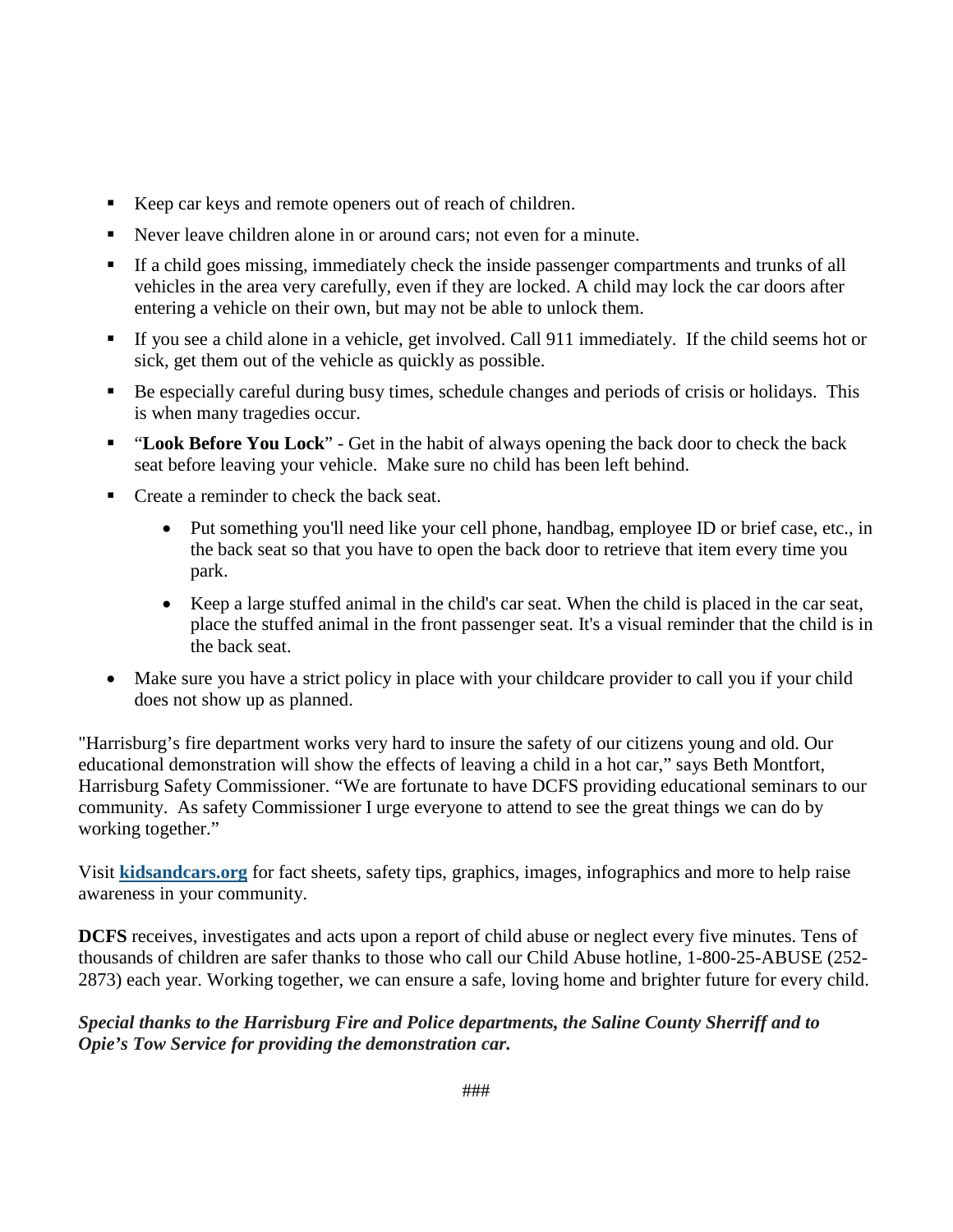- Keep car keys and remote openers out of reach of children.
- Never leave children alone in or around cars; not even for a minute.
- If a child goes missing, immediately check the inside passenger compartments and trunks of all vehicles in the area very carefully, even if they are locked. A child may lock the car doors after entering a vehicle on their own, but may not be able to unlock them.
- If you see a child alone in a vehicle, get involved. Call 911 immediately. If the child seems hot or sick, get them out of the vehicle as quickly as possible.
- Be especially careful during busy times, schedule changes and periods of crisis or holidays. This is when many tragedies occur.
- "**Look Before You Lock**" - Get in the habit of always opening the back door to check the back seat before leaving your vehicle. Make sure no child has been left behind.
- Create a reminder to check the back seat.
    - Put something you'll need like your cell phone, handbag, employee ID or brief case, etc., in the back seat so that you have to open the back door to retrieve that item every time you park.
    - Keep a large stuffed animal in the child's car seat. When the child is placed in the car seat, place the stuffed animal in the front passenger seat. It's a visual reminder that the child is in the back seat.
- Make sure you have a strict policy in place with your childcare provider to call you if your child does not show up as planned.

"Harrisburg's fire department works very hard to insure the safety of our citizens young and old. Our educational demonstration will show the effects of leaving a child in a hot car," says Beth Montfort, Harrisburg Safety Commissioner. "We are fortunate to have DCFS providing educational seminars to our community. As safety Commissioner I urge everyone to attend to see the great things we can do by working together."

Visit **kidsandcars.org** for fact sheets, safety tips, graphics, images, infographics and more to help raise awareness in your community.

**DCFS** receives, investigates and acts upon a report of child abuse or neglect every five minutes. Tens of thousands of children are safer thanks to those who call our Child Abuse hotline, 1-800-25-ABUSE (252-2873) each year. Working together, we can ensure a safe, loving home and brighter future for every child.

***Special thanks to the Harrisburg Fire and Police departments, the Saline County Sherriff and to Opie's Tow Service for providing the demonstration car.***

###